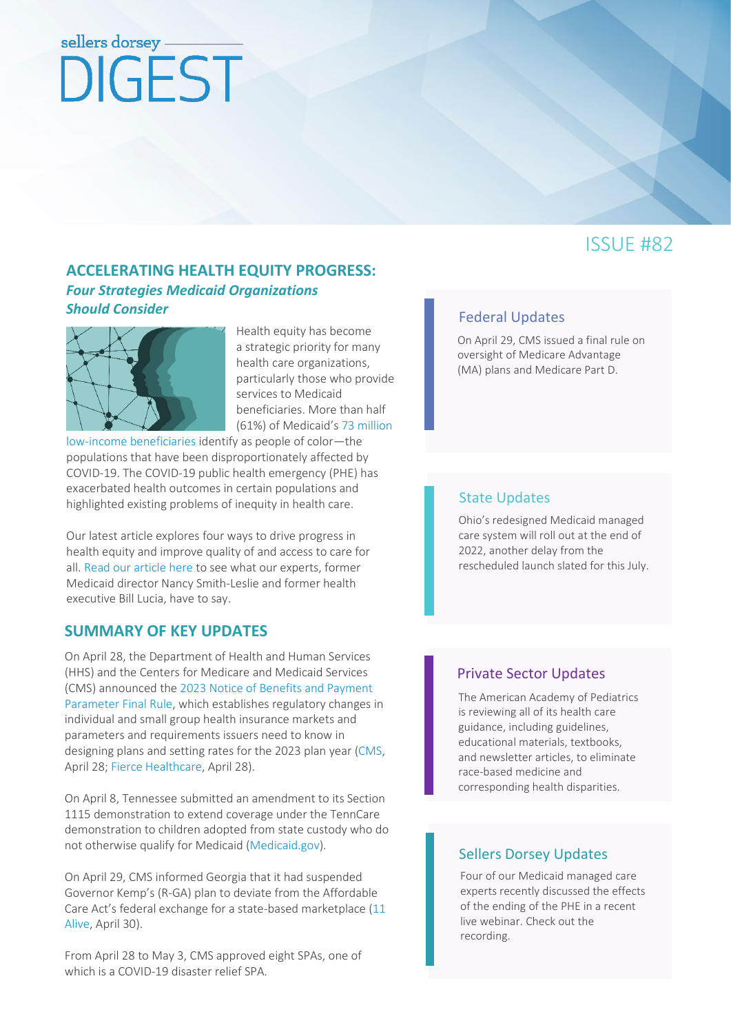sellers dorsey

# DIGEST

ISSUE #82

## ACCELERATING HEALTH EQUITY PROGRESS:

### *Four Strategies Medicaid Organizations Should Consider*

Health equity has become a strategic priority for many health care organizations, particularly those who provide services to Medicaid beneficiaries. More than half (61%) of Medicaid's 73 million low-income beneficiaries identify as people of color—the populations that have been disproportionately affected by COVID-19. The COVID-19 public health emergency (PHE) has exacerbated health outcomes in certain populations and highlighted existing problems of inequity in health care.

Our latest article explores four ways to drive progress in health equity and improve quality of and access to care for all. Read our article here to see what our experts, former Medicaid director Nancy Smith-Leslie and former health executive Bill Lucia, have to say.

## SUMMARY OF KEY UPDATES

On April 28, the Department of Health and Human Services (HHS) and the Centers for Medicare and Medicaid Services (CMS) announced the 2023 Notice of Benefits and Payment Parameter Final Rule, which establishes regulatory changes in individual and small group health insurance markets and parameters and requirements issuers need to know in designing plans and setting rates for the 2023 plan year (CMS, April 28; Fierce Healthcare, April 28).

On April 8, Tennessee submitted an amendment to its Section 1115 demonstration to extend coverage under the TennCare demonstration to children adopted from state custody who do not otherwise qualify for Medicaid (Medicaid.gov).

On April 29, CMS informed Georgia that it had suspended Governor Kemp's (R-GA) plan to deviate from the Affordable Care Act's federal exchange for a state-based marketplace (11 Alive, April 30).

From April 28 to May 3, CMS approved eight SPAs, one of which is a COVID-19 disaster relief SPA.

### Federal Updates

On April 29, CMS issued a final rule on oversight of Medicare Advantage (MA) plans and Medicare Part D.

### State Updates

Ohio's redesigned Medicaid managed care system will roll out at the end of 2022, another delay from the rescheduled launch slated for this July.

### Private Sector Updates

The American Academy of Pediatrics is reviewing all of its health care guidance, including guidelines, educational materials, textbooks, and newsletter articles, to eliminate race-based medicine and corresponding health disparities.

### Sellers Dorsey Updates

Four of our Medicaid managed care experts recently discussed the effects of the ending of the PHE in a recent live webinar. Check out the recording.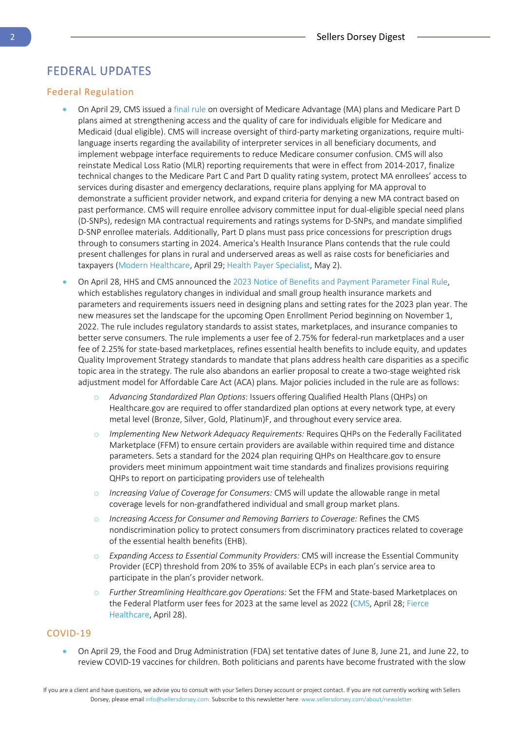# FEDERAL UPDATES

## Federal Regulation

- On April 29, CMS issued a final rule on oversight of Medicare Advantage (MA) plans and Medicare Part D plans aimed at strengthening access and the quality of care for individuals eligible for Medicare and Medicaid (dual eligible). CMS will increase oversight of third-party marketing organizations, require multi-language inserts regarding the availability of interpreter services in all beneficiary documents, and implement webpage interface requirements to reduce Medicare consumer confusion. CMS will also reinstate Medical Loss Ratio (MLR) reporting requirements that were in effect from 2014-2017, finalize technical changes to the Medicare Part C and Part D quality rating system, protect MA enrollees' access to services during disaster and emergency declarations, require plans applying for MA approval to demonstrate a sufficient provider network, and expand criteria for denying a new MA contract based on past performance. CMS will require enrollee advisory committee input for dual-eligible special need plans (D-SNPs), redesign MA contractual requirements and ratings systems for D-SNPs, and mandate simplified D-SNP enrollee materials. Additionally, Part D plans must pass price concessions for prescription drugs through to consumers starting in 2024. America's Health Insurance Plans contends that the rule could present challenges for plans in rural and underserved areas as well as raise costs for beneficiaries and taxpayers (Modern Healthcare, April 29; Health Payer Specialist, May 2).
- On April 28, HHS and CMS announced the 2023 Notice of Benefits and Payment Parameter Final Rule, which establishes regulatory changes in individual and small group health insurance markets and parameters and requirements issuers need in designing plans and setting rates for the 2023 plan year. The new measures set the landscape for the upcoming Open Enrollment Period beginning on November 1, 2022. The rule includes regulatory standards to assist states, marketplaces, and insurance companies to better serve consumers. The rule implements a user fee of 2.75% for federal-run marketplaces and a user fee of 2.25% for state-based marketplaces, refines essential health benefits to include equity, and updates Quality Improvement Strategy standards to mandate that plans address health care disparities as a specific topic area in the strategy. The rule also abandons an earlier proposal to create a two-stage weighted risk adjustment model for Affordable Care Act (ACA) plans. Major policies included in the rule are as follows:
  - *Advancing Standardized Plan Options*: Issuers offering Qualified Health Plans (QHPs) on Healthcare.gov are required to offer standardized plan options at every network type, at every metal level (Bronze, Silver, Gold, Platinum)F, and throughout every service area.
  - *Implementing New Network Adequacy Requirements:* Requires QHPs on the Federally Facilitated Marketplace (FFM) to ensure certain providers are available within required time and distance parameters. Sets a standard for the 2024 plan requiring QHPs on Healthcare.gov to ensure providers meet minimum appointment wait time standards and finalizes provisions requiring QHPs to report on participating providers use of telehealth
  - *Increasing Value of Coverage for Consumers:* CMS will update the allowable range in metal coverage levels for non-grandfathered individual and small group market plans.
  - *Increasing Access for Consumer and Removing Barriers to Coverage:* Refines the CMS nondiscrimination policy to protect consumers from discriminatory practices related to coverage of the essential health benefits (EHB).
  - *Expanding Access to Essential Community Providers:* CMS will increase the Essential Community Provider (ECP) threshold from 20% to 35% of available ECPs in each plan's service area to participate in the plan's provider network.
  - *Further Streamlining Healthcare.gov Operations:* Set the FFM and State-based Marketplaces on the Federal Platform user fees for 2023 at the same level as 2022 (CMS, April 28; Fierce Healthcare, April 28).

## COVID-19

- On April 29, the Food and Drug Administration (FDA) set tentative dates of June 8, June 21, and June 22, to review COVID-19 vaccines for children. Both politicians and parents have become frustrated with the slow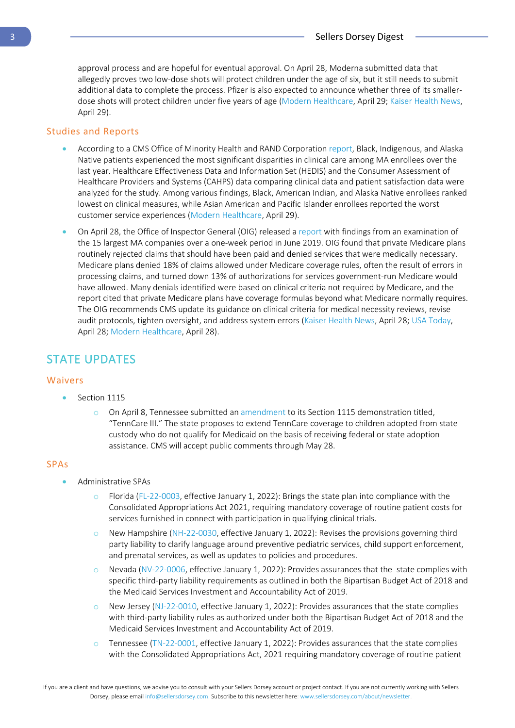approval process and are hopeful for eventual approval. On April 28, Moderna submitted data that allegedly proves two low-dose shots will protect children under the age of six, but it still needs to submit additional data to complete the process. Pfizer is also expected to announce whether three of its smaller-dose shots will protect children under five years of age (Modern Healthcare, April 29; Kaiser Health News, April 29).

### Studies and Reports

- According to a CMS Office of Minority Health and RAND Corporation report, Black, Indigenous, and Alaska Native patients experienced the most significant disparities in clinical care among MA enrollees over the last year. Healthcare Effectiveness Data and Information Set (HEDIS) and the Consumer Assessment of Healthcare Providers and Systems (CAHPS) data comparing clinical data and patient satisfaction data were analyzed for the study. Among various findings, Black, American Indian, and Alaska Native enrollees ranked lowest on clinical measures, while Asian American and Pacific Islander enrollees reported the worst customer service experiences (Modern Healthcare, April 29).
- On April 28, the Office of Inspector General (OIG) released a report with findings from an examination of the 15 largest MA companies over a one-week period in June 2019. OIG found that private Medicare plans routinely rejected claims that should have been paid and denied services that were medically necessary. Medicare plans denied 18% of claims allowed under Medicare coverage rules, often the result of errors in processing claims, and turned down 13% of authorizations for services government-run Medicare would have allowed. Many denials identified were based on clinical criteria not required by Medicare, and the report cited that private Medicare plans have coverage formulas beyond what Medicare normally requires. The OIG recommends CMS update its guidance on clinical criteria for medical necessity reviews, revise audit protocols, tighten oversight, and address system errors (Kaiser Health News, April 28; USA Today, April 28; Modern Healthcare, April 28).

## STATE UPDATES

### Waivers

- Section 1115
  - On April 8, Tennessee submitted an amendment to its Section 1115 demonstration titled, "TennCare III." The state proposes to extend TennCare coverage to children adopted from state custody who do not qualify for Medicaid on the basis of receiving federal or state adoption assistance. CMS will accept public comments through May 28.

### SPAs

- Administrative SPAs
  - Florida (FL-22-0003, effective January 1, 2022): Brings the state plan into compliance with the Consolidated Appropriations Act 2021, requiring mandatory coverage of routine patient costs for services furnished in connect with participation in qualifying clinical trials.
  - New Hampshire (NH-22-0030, effective January 1, 2022): Revises the provisions governing third party liability to clarify language around preventive pediatric services, child support enforcement, and prenatal services, as well as updates to policies and procedures.
  - Nevada (NV-22-0006, effective January 1, 2022): Provides assurances that the state complies with specific third-party liability requirements as outlined in both the Bipartisan Budget Act of 2018 and the Medicaid Services Investment and Accountability Act of 2019.
  - New Jersey (NJ-22-0010, effective January 1, 2022): Provides assurances that the state complies with third-party liability rules as authorized under both the Bipartisan Budget Act of 2018 and the Medicaid Services Investment and Accountability Act of 2019.
  - Tennessee (TN-22-0001, effective January 1, 2022): Provides assurances that the state complies with the Consolidated Appropriations Act, 2021 requiring mandatory coverage of routine patient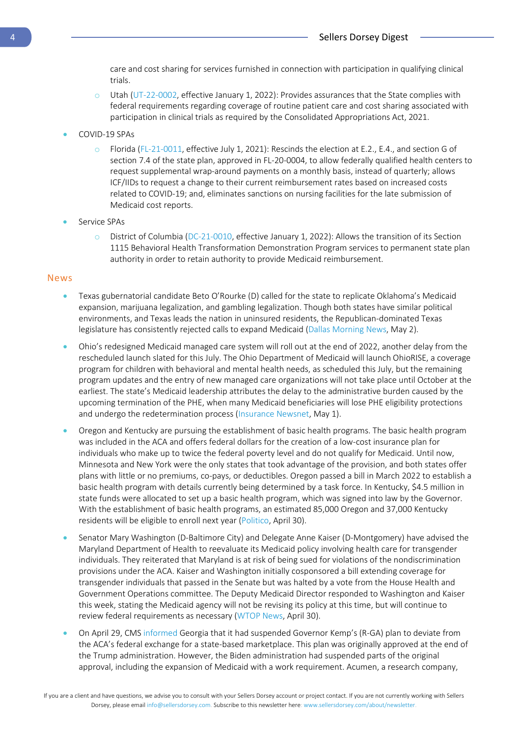care and cost sharing for services furnished in connection with participation in qualifying clinical trials.
  - Utah (UT-22-0002, effective January 1, 2022): Provides assurances that the State complies with federal requirements regarding coverage of routine patient care and cost sharing associated with participation in clinical trials as required by the Consolidated Appropriations Act, 2021.

- COVID-19 SPAs
  - Florida (FL-21-0011, effective July 1, 2021): Rescinds the election at E.2., E.4., and section G of section 7.4 of the state plan, approved in FL-20-0004, to allow federally qualified health centers to request supplemental wrap-around payments on a monthly basis, instead of quarterly; allows ICF/IIDs to request a change to their current reimbursement rates based on increased costs related to COVID-19; and, eliminates sanctions on nursing facilities for the late submission of Medicaid cost reports.

- Service SPAs
  - District of Columbia (DC-21-0010, effective January 1, 2022): Allows the transition of its Section 1115 Behavioral Health Transformation Demonstration Program services to permanent state plan authority in order to retain authority to provide Medicaid reimbursement.

## News

- Texas gubernatorial candidate Beto O'Rourke (D) called for the state to replicate Oklahoma's Medicaid expansion, marijuana legalization, and gambling legalization. Though both states have similar political environments, and Texas leads the nation in uninsured residents, the Republican-dominated Texas legislature has consistently rejected calls to expand Medicaid (Dallas Morning News, May 2).

- Ohio's redesigned Medicaid managed care system will roll out at the end of 2022, another delay from the rescheduled launch slated for this July. The Ohio Department of Medicaid will launch OhioRISE, a coverage program for children with behavioral and mental health needs, as scheduled this July, but the remaining program updates and the entry of new managed care organizations will not take place until October at the earliest. The state's Medicaid leadership attributes the delay to the administrative burden caused by the upcoming termination of the PHE, when many Medicaid beneficiaries will lose PHE eligibility protections and undergo the redetermination process (Insurance Newsnet, May 1).

- Oregon and Kentucky are pursuing the establishment of basic health programs. The basic health program was included in the ACA and offers federal dollars for the creation of a low-cost insurance plan for individuals who make up to twice the federal poverty level and do not qualify for Medicaid. Until now, Minnesota and New York were the only states that took advantage of the provision, and both states offer plans with little or no premiums, co-pays, or deductibles. Oregon passed a bill in March 2022 to establish a basic health program with details currently being determined by a task force. In Kentucky, $4.5 million in state funds were allocated to set up a basic health program, which was signed into law by the Governor. With the establishment of basic health programs, an estimated 85,000 Oregon and 37,000 Kentucky residents will be eligible to enroll next year (Politico, April 30).

- Senator Mary Washington (D-Baltimore City) and Delegate Anne Kaiser (D-Montgomery) have advised the Maryland Department of Health to reevaluate its Medicaid policy involving health care for transgender individuals. They reiterated that Maryland is at risk of being sued for violations of the nondiscrimination provisions under the ACA. Kaiser and Washington initially cosponsored a bill extending coverage for transgender individuals that passed in the Senate but was halted by a vote from the House Health and Government Operations committee. The Deputy Medicaid Director responded to Washington and Kaiser this week, stating the Medicaid agency will not be revising its policy at this time, but will continue to review federal requirements as necessary (WTOP News, April 30).

- On April 29, CMS informed Georgia that it had suspended Governor Kemp's (R-GA) plan to deviate from the ACA's federal exchange for a state-based marketplace. This plan was originally approved at the end of the Trump administration. However, the Biden administration had suspended parts of the original approval, including the expansion of Medicaid with a work requirement. Acumen, a research company,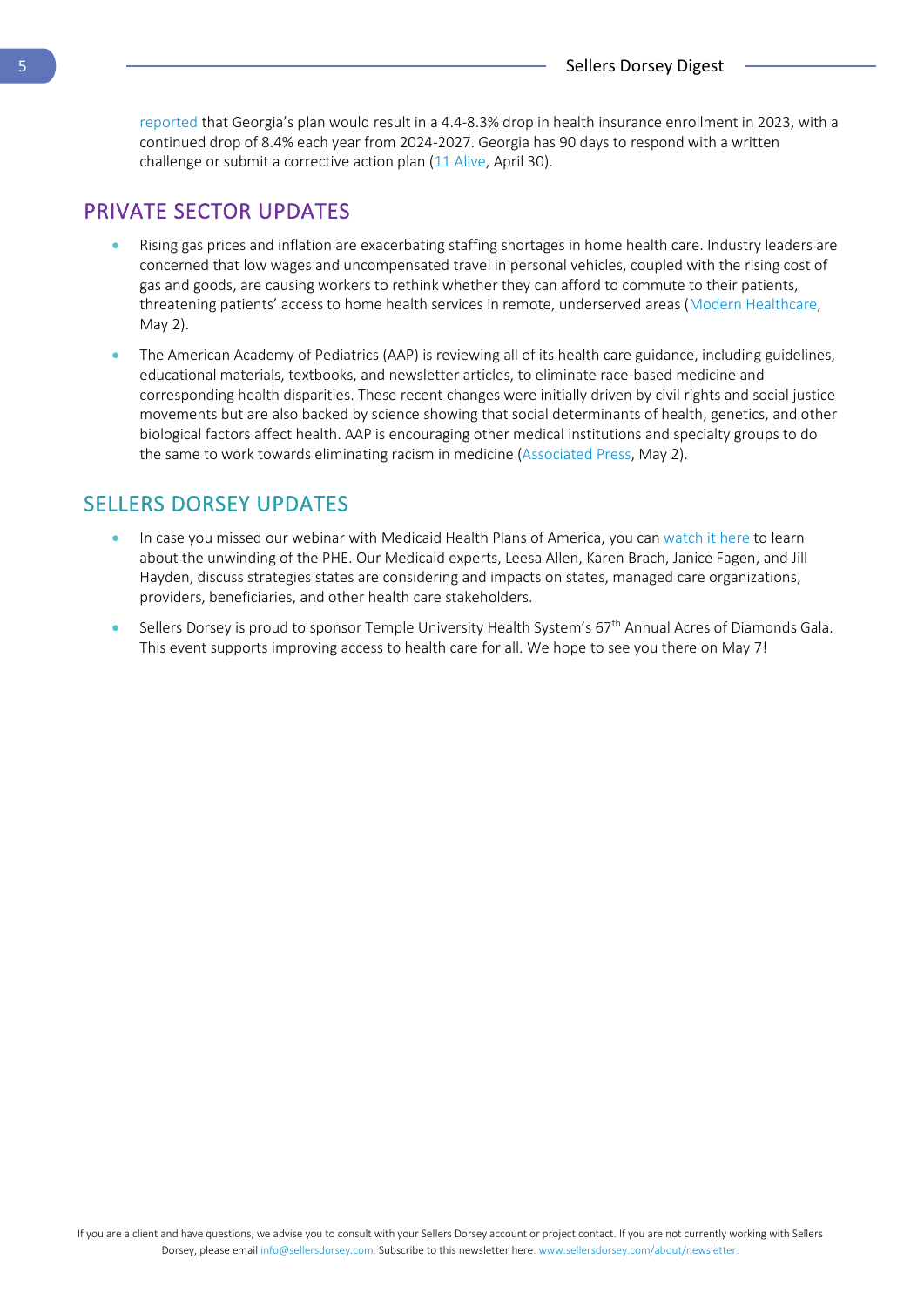reported that Georgia's plan would result in a 4.4-8.3% drop in health insurance enrollment in 2023, with a continued drop of 8.4% each year from 2024-2027. Georgia has 90 days to respond with a written challenge or submit a corrective action plan (11 Alive, April 30).

## PRIVATE SECTOR UPDATES

- Rising gas prices and inflation are exacerbating staffing shortages in home health care. Industry leaders are concerned that low wages and uncompensated travel in personal vehicles, coupled with the rising cost of gas and goods, are causing workers to rethink whether they can afford to commute to their patients, threatening patients' access to home health services in remote, underserved areas (Modern Healthcare, May 2).
- The American Academy of Pediatrics (AAP) is reviewing all of its health care guidance, including guidelines, educational materials, textbooks, and newsletter articles, to eliminate race-based medicine and corresponding health disparities. These recent changes were initially driven by civil rights and social justice movements but are also backed by science showing that social determinants of health, genetics, and other biological factors affect health. AAP is encouraging other medical institutions and specialty groups to do the same to work towards eliminating racism in medicine (Associated Press, May 2).

## SELLERS DORSEY UPDATES

- In case you missed our webinar with Medicaid Health Plans of America, you can watch it here to learn about the unwinding of the PHE. Our Medicaid experts, Leesa Allen, Karen Brach, Janice Fagen, and Jill Hayden, discuss strategies states are considering and impacts on states, managed care organizations, providers, beneficiaries, and other health care stakeholders.
- Sellers Dorsey is proud to sponsor Temple University Health System's 67th Annual Acres of Diamonds Gala. This event supports improving access to health care for all. We hope to see you there on May 7!

If you are a client and have questions, we advise you to consult with your Sellers Dorsey account or project contact. If you are not currently working with Sellers Dorsey, please email info@sellersdorsey.com. Subscribe to this newsletter here: www.sellersdorsey.com/about/newsletter.